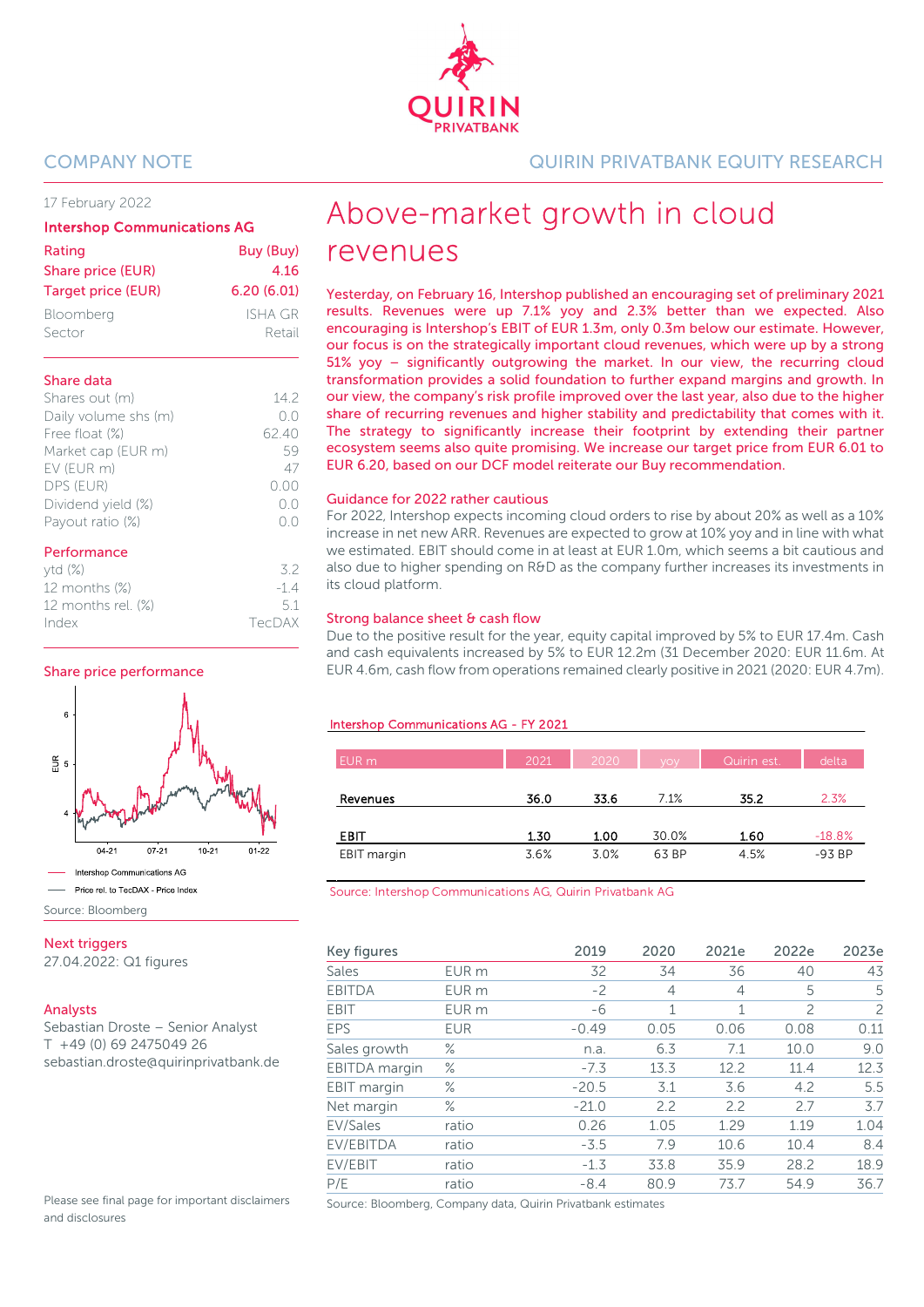QUIRIN PRIVATBANK

COMPANY NOTE

QUIRIN PRIVATBANK EQUITY RESEARCH

17 February 2022

**Intershop Communications AG**

| Rating | Buy (Buy) |
|---|---|
| Share price (EUR) | 4.16 |
| Target price (EUR) | 6.20 (6.01) |
| Bloomberg | ISHA GR |
| Sector | Retail |

**Share data**

| | |
|---|---|
| Shares out (m) | 14.2 |
| Daily volume shs (m) | 0.0 |
| Free float (%) | 62.40 |
| Market cap (EUR m) | 59 |
| EV (EUR m) | 47 |
| DPS (EUR) | 0.00 |
| Dividend yield (%) | 0.0 |
| Payout ratio (%) | 0.0 |

**Performance**

| | |
|---|---|
| ytd (%) | 3.2 |
| 12 months (%) | -1.4 |
| 12 months rel. (%) | 5.1 |
| Index | TecDAX |

**Share price performance**

— Intershop Communications AG
— Price rel. to TecDAX - Price Index

Source: Bloomberg

**Next triggers**

27.04.2022: Q1 figures

**Analysts**

Sebastian Droste – Senior Analyst
T +49 (0) 69 2475049 26
sebastian.droste@quirinprivatbank.de

# Above-market growth in cloud revenues

**Yesterday, on February 16, Intershop published an encouraging set of preliminary 2021 results. Revenues were up 7.1% yoy and 2.3% better than we expected. Also encouraging is Intershop's EBIT of EUR 1.3m, only 0.3m below our estimate. However, our focus is on the strategically important cloud revenues, which were up by a strong 51% yoy – significantly outgrowing the market. In our view, the recurring cloud transformation provides a solid foundation to further expand margins and growth. In our view, the company's risk profile improved over the last year, also due to the higher share of recurring revenues and higher stability and predictability that comes with it. The strategy to significantly increase their footprint by extending their partner ecosystem seems also quite promising. We increase our target price from EUR 6.01 to EUR 6.20, based on our DCF model reiterate our Buy recommendation.**

## Guidance for 2022 rather cautious

For 2022, Intershop expects incoming cloud orders to rise by about 20% as well as a 10% increase in net new ARR. Revenues are expected to grow at 10% yoy and in line with what we estimated. EBIT should come in at least at EUR 1.0m, which seems a bit cautious and also due to higher spending on R&D as the company further increases its investments in its cloud platform.

## Strong balance sheet & cash flow

Due to the positive result for the year, equity capital improved by 5% to EUR 17.4m. Cash and cash equivalents increased by 5% to EUR 12.2m (31 December 2020: EUR 11.6m. At EUR 4.6m, cash flow from operations remained clearly positive in 2021 (2020: EUR 4.7m).

**Intershop Communications AG - FY 2021**

| EUR m | 2021 | 2020 | yoy | Quirin est. | delta |
|---|---|---|---|---|---|
| **Revenues** | **36.0** | **33.6** | 7.1% | **35.2** | 2.3% |
| **EBIT** | **1.30** | **1.00** | 30.0% | **1.60** | -18.8% |
| EBIT margin | 3.6% | 3.0% | 63 BP | 4.5% | -93 BP |

Source: Intershop Communications AG, Quirin Privatbank AG

| Key figures | | 2019 | 2020 | 2021e | 2022e | 2023e |
|---|---|---|---|---|---|---|
| Sales | EUR m | 32 | 34 | 36 | 40 | 43 |
| EBITDA | EUR m | -2 | 4 | 4 | 5 | 5 |
| EBIT | EUR m | -6 | 1 | 1 | 2 | 2 |
| EPS | EUR | -0.49 | 0.05 | 0.06 | 0.08 | 0.11 |
| Sales growth | % | n.a. | 6.3 | 7.1 | 10.0 | 9.0 |
| EBITDA margin | % | -7.3 | 13.3 | 12.2 | 11.4 | 12.3 |
| EBIT margin | % | -20.5 | 3.1 | 3.6 | 4.2 | 5.5 |
| Net margin | % | -21.0 | 2.2 | 2.2 | 2.7 | 3.7 |
| EV/Sales | ratio | 0.26 | 1.05 | 1.29 | 1.19 | 1.04 |
| EV/EBITDA | ratio | -3.5 | 7.9 | 10.6 | 10.4 | 8.4 |
| EV/EBIT | ratio | -1.3 | 33.8 | 35.9 | 28.2 | 18.9 |
| P/E | ratio | -8.4 | 80.9 | 73.7 | 54.9 | 36.7 |

Source: Bloomberg, Company data, Quirin Privatbank estimates

Please see final page for important disclaimers and disclosures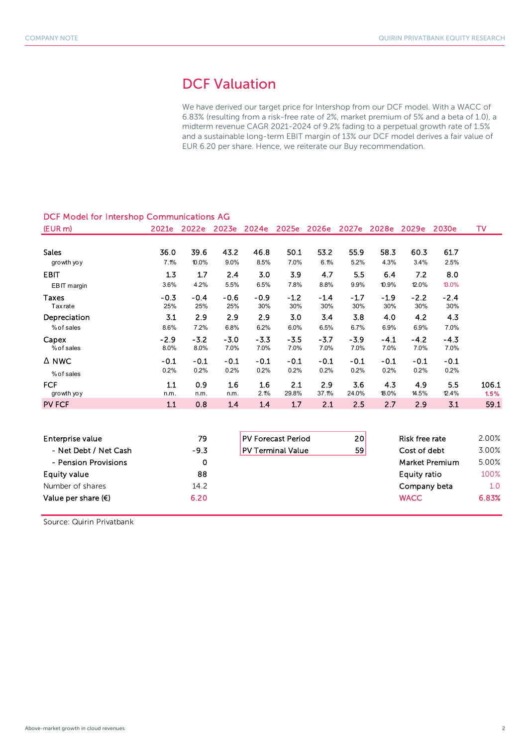# DCF Valuation

We have derived our target price for Intershop from our DCF model. With a WACC of 6.83% (resulting from a risk-free rate of 2%, market premium of 5% and a beta of 1.0), a midterm revenue CAGR 2021-2024 of 9.2% fading to a perpetual growth rate of 1.5% and a sustainable long-term EBIT margin of 13% our DCF model derives a fair value of EUR 6.20 per share. Hence, we reiterate our Buy recommendation.

## DCF Model for Intershop Communications AG

| (EUR m) | 2021e | 2022e | 2023e | 2024e | 2025e | 2026e | 2027e | 2028e | 2029e | 2030e | TV |
|---|---|---|---|---|---|---|---|---|---|---|---|
| Sales | 36.0 | 39.6 | 43.2 | 46.8 | 50.1 | 53.2 | 55.9 | 58.3 | 60.3 | 61.7 | |
| growth yoy | 7.1% | 10.0% | 9.0% | 8.5% | 7.0% | 6.1% | 5.2% | 4.3% | 3.4% | 2.5% | |
| EBIT | 1.3 | 1.7 | 2.4 | 3.0 | 3.9 | 4.7 | 5.5 | 6.4 | 7.2 | 8.0 | |
| EBIT margin | 3.6% | 4.2% | 5.5% | 6.5% | 7.8% | 8.8% | 9.9% | 10.9% | 12.0% | 13.0% | |
| Taxes | -0.3 | -0.4 | -0.6 | -0.9 | -1.2 | -1.4 | -1.7 | -1.9 | -2.2 | -2.4 | |
| Tax rate | 25% | 25% | 25% | 30% | 30% | 30% | 30% | 30% | 30% | 30% | |
| Depreciation | 3.1 | 2.9 | 2.9 | 2.9 | 3.0 | 3.4 | 3.8 | 4.0 | 4.2 | 4.3 | |
| % of sales | 8.6% | 7.2% | 6.8% | 6.2% | 6.0% | 6.5% | 6.7% | 6.9% | 6.9% | 7.0% | |
| Capex | -2.9 | -3.2 | -3.0 | -3.3 | -3.5 | -3.7 | -3.9 | -4.1 | -4.2 | -4.3 | |
| % of sales | 8.0% | 8.0% | 7.0% | 7.0% | 7.0% | 7.0% | 7.0% | 7.0% | 7.0% | 7.0% | |
| Δ NWC | -0.1 | -0.1 | -0.1 | -0.1 | -0.1 | -0.1 | -0.1 | -0.1 | -0.1 | -0.1 | |
| % of sales | 0.2% | 0.2% | 0.2% | 0.2% | 0.2% | 0.2% | 0.2% | 0.2% | 0.2% | 0.2% | |
| FCF | 1.1 | 0.9 | 1.6 | 1.6 | 2.1 | 2.9 | 3.6 | 4.3 | 4.9 | 5.5 | 106.1 |
| growth yoy | n.m. | n.m. | n.m. | 2.1% | 29.8% | 37.1% | 24.0% | 18.0% | 14.5% | 12.4% | 1.5% |
| PV FCF | 1.1 | 0.8 | 1.4 | 1.4 | 1.7 | 2.1 | 2.5 | 2.7 | 2.9 | 3.1 | 59.1 |

| | |
|---|---|
| Enterprise value | 79 |
| - Net Debt / Net Cash | -9.3 |
| - Pension Provisions | 0 |
| Equity value | 88 |
| Number of shares | 14.2 |
| Value per share (€) | 6.20 |

| | |
|---|---|
| PV Forecast Period | 20 |
| PV Terminal Value | 59 |

| | |
|---|---|
| Risk free rate | 2.00% |
| Cost of debt | 3.00% |
| Market Premium | 5.00% |
| Equity ratio | 100% |
| Company beta | 1.0 |
| WACC | 6.83% |

Source: Quirin Privatbank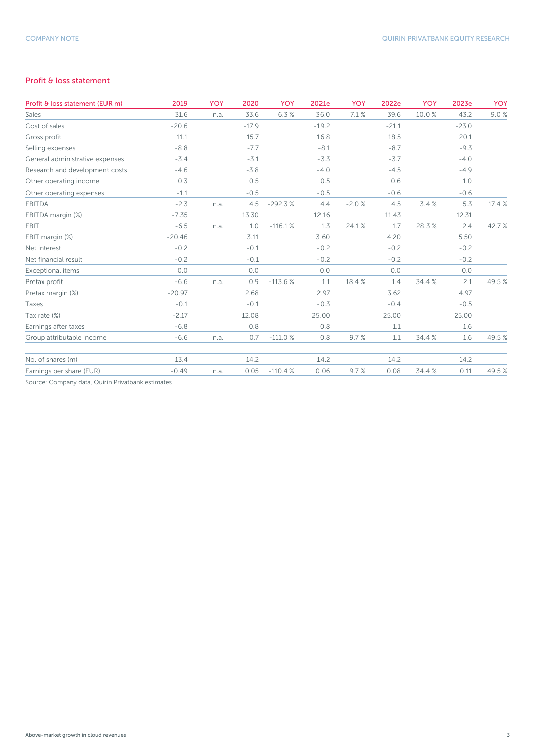## Profit & loss statement

| Profit & loss statement (EUR m) | 2019 | YOY | 2020 | YOY | 2021e | YOY | 2022e | YOY | 2023e | YOY |
|---|---|---|---|---|---|---|---|---|---|---|
| Sales | 31.6 | n.a. | 33.6 | 6.3 % | 36.0 | 7.1 % | 39.6 | 10.0 % | 43.2 | 9.0 % |
| Cost of sales | -20.6 | | -17.9 | | -19.2 | | -21.1 | | -23.0 | |
| Gross profit | 11.1 | | 15.7 | | 16.8 | | 18.5 | | 20.1 | |
| Selling expenses | -8.8 | | -7.7 | | -8.1 | | -8.7 | | -9.3 | |
| General administrative expenses | -3.4 | | -3.1 | | -3.3 | | -3.7 | | -4.0 | |
| Research and development costs | -4.6 | | -3.8 | | -4.0 | | -4.5 | | -4.9 | |
| Other operating income | 0.3 | | 0.5 | | 0.5 | | 0.6 | | 1.0 | |
| Other operating expenses | -1.1 | | -0.5 | | -0.5 | | -0.6 | | -0.6 | |
| EBITDA | -2.3 | n.a. | 4.5 | -292.3 % | 4.4 | -2.0 % | 4.5 | 3.4 % | 5.3 | 17.4 % |
| EBITDA margin (%) | -7.35 | | 13.30 | | 12.16 | | 11.43 | | 12.31 | |
| EBIT | -6.5 | n.a. | 1.0 | -116.1 % | 1.3 | 24.1 % | 1.7 | 28.3 % | 2.4 | 42.7 % |
| EBIT margin (%) | -20.46 | | 3.11 | | 3.60 | | 4.20 | | 5.50 | |
| Net interest | -0.2 | | -0.1 | | -0.2 | | -0.2 | | -0.2 | |
| Net financial result | -0.2 | | -0.1 | | -0.2 | | -0.2 | | -0.2 | |
| Exceptional items | 0.0 | | 0.0 | | 0.0 | | 0.0 | | 0.0 | |
| Pretax profit | -6.6 | n.a. | 0.9 | -113.6 % | 1.1 | 18.4 % | 1.4 | 34.4 % | 2.1 | 49.5 % |
| Pretax margin (%) | -20.97 | | 2.68 | | 2.97 | | 3.62 | | 4.97 | |
| Taxes | -0.1 | | -0.1 | | -0.3 | | -0.4 | | -0.5 | |
| Tax rate (%) | -2.17 | | 12.08 | | 25.00 | | 25.00 | | 25.00 | |
| Earnings after taxes | -6.8 | | 0.8 | | 0.8 | | 1.1 | | 1.6 | |
| Group attributable income | -6.6 | n.a. | 0.7 | -111.0 % | 0.8 | 9.7 % | 1.1 | 34.4 % | 1.6 | 49.5 % |
| | | | | | | | | | | |
| No. of shares (m) | 13.4 | | 14.2 | | 14.2 | | 14.2 | | 14.2 | |
| Earnings per share (EUR) | -0.49 | n.a. | 0.05 | -110.4 % | 0.06 | 9.7 % | 0.08 | 34.4 % | 0.11 | 49.5 % |

Source: Company data, Quirin Privatbank estimates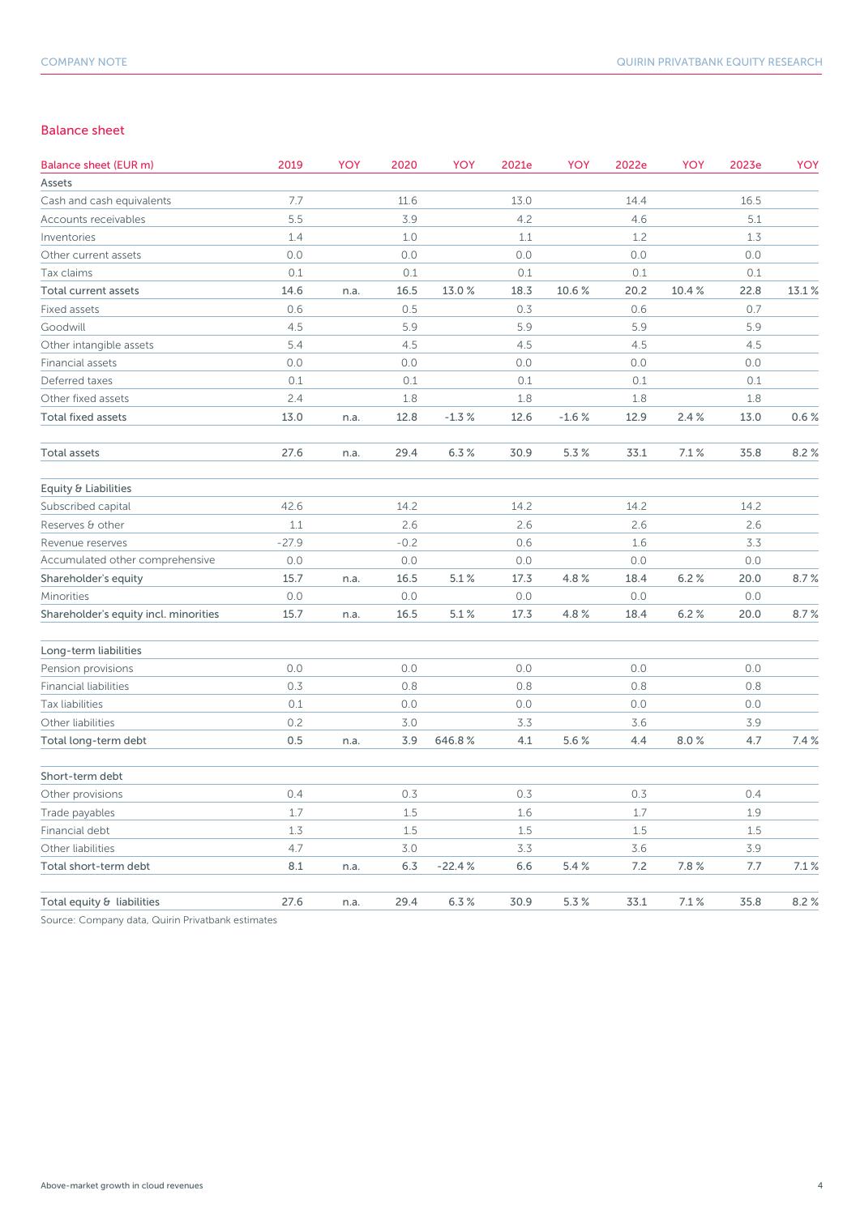## Balance sheet

| Balance sheet (EUR m) | 2019 | YOY | 2020 | YOY | 2021e | YOY | 2022e | YOY | 2023e | YOY |
|---|---|---|---|---|---|---|---|---|---|---|
| Assets | | | | | | | | | | |
| Cash and cash equivalents | 7.7 | | 11.6 | | 13.0 | | 14.4 | | 16.5 | |
| Accounts receivables | 5.5 | | 3.9 | | 4.2 | | 4.6 | | 5.1 | |
| Inventories | 1.4 | | 1.0 | | 1.1 | | 1.2 | | 1.3 | |
| Other current assets | 0.0 | | 0.0 | | 0.0 | | 0.0 | | 0.0 | |
| Tax claims | 0.1 | | 0.1 | | 0.1 | | 0.1 | | 0.1 | |
| **Total current assets** | **14.6** | **n.a.** | **16.5** | **13.0 %** | **18.3** | **10.6 %** | **20.2** | **10.4 %** | **22.8** | **13.1 %** |
| Fixed assets | 0.6 | | 0.5 | | 0.3 | | 0.6 | | 0.7 | |
| Goodwill | 4.5 | | 5.9 | | 5.9 | | 5.9 | | 5.9 | |
| Other intangible assets | 5.4 | | 4.5 | | 4.5 | | 4.5 | | 4.5 | |
| Financial assets | 0.0 | | 0.0 | | 0.0 | | 0.0 | | 0.0 | |
| Deferred taxes | 0.1 | | 0.1 | | 0.1 | | 0.1 | | 0.1 | |
| Other fixed assets | 2.4 | | 1.8 | | 1.8 | | 1.8 | | 1.8 | |
| **Total fixed assets** | **13.0** | **n.a.** | **12.8** | **-1.3 %** | **12.6** | **-1.6 %** | **12.9** | **2.4 %** | **13.0** | **0.6 %** |
| | | | | | | | | | | |
| **Total assets** | **27.6** | **n.a.** | **29.4** | **6.3 %** | **30.9** | **5.3 %** | **33.1** | **7.1 %** | **35.8** | **8.2 %** |
| | | | | | | | | | | |
| Equity & Liabilities | | | | | | | | | | |
| Subscribed capital | 42.6 | | 14.2 | | 14.2 | | 14.2 | | 14.2 | |
| Reserves & other | 1.1 | | 2.6 | | 2.6 | | 2.6 | | 2.6 | |
| Revenue reserves | -27.9 | | -0.2 | | 0.6 | | 1.6 | | 3.3 | |
| Accumulated other comprehensive | 0.0 | | 0.0 | | 0.0 | | 0.0 | | 0.0 | |
| **Shareholder's equity** | **15.7** | **n.a.** | **16.5** | **5.1 %** | **17.3** | **4.8 %** | **18.4** | **6.2 %** | **20.0** | **8.7 %** |
| Minorities | 0.0 | | 0.0 | | 0.0 | | 0.0 | | 0.0 | |
| **Shareholder's equity incl. minorities** | **15.7** | **n.a.** | **16.5** | **5.1 %** | **17.3** | **4.8 %** | **18.4** | **6.2 %** | **20.0** | **8.7 %** |
| | | | | | | | | | | |
| Long-term liabilities | | | | | | | | | | |
| Pension provisions | 0.0 | | 0.0 | | 0.0 | | 0.0 | | 0.0 | |
| Financial liabilities | 0.3 | | 0.8 | | 0.8 | | 0.8 | | 0.8 | |
| Tax liabilities | 0.1 | | 0.0 | | 0.0 | | 0.0 | | 0.0 | |
| Other liabilities | 0.2 | | 3.0 | | 3.3 | | 3.6 | | 3.9 | |
| **Total long-term debt** | **0.5** | **n.a.** | **3.9** | **646.8 %** | **4.1** | **5.6 %** | **4.4** | **8.0 %** | **4.7** | **7.4 %** |
| | | | | | | | | | | |
| Short-term debt | | | | | | | | | | |
| Other provisions | 0.4 | | 0.3 | | 0.3 | | 0.3 | | 0.4 | |
| Trade payables | 1.7 | | 1.5 | | 1.6 | | 1.7 | | 1.9 | |
| Financial debt | 1.3 | | 1.5 | | 1.5 | | 1.5 | | 1.5 | |
| Other liabilities | 4.7 | | 3.0 | | 3.3 | | 3.6 | | 3.9 | |
| **Total short-term debt** | **8.1** | **n.a.** | **6.3** | **-22.4 %** | **6.6** | **5.4 %** | **7.2** | **7.8 %** | **7.7** | **7.1 %** |
| | | | | | | | | | | |
| **Total equity & liabilities** | **27.6** | **n.a.** | **29.4** | **6.3 %** | **30.9** | **5.3 %** | **33.1** | **7.1 %** | **35.8** | **8.2 %** |

Source: Company data, Quirin Privatbank estimates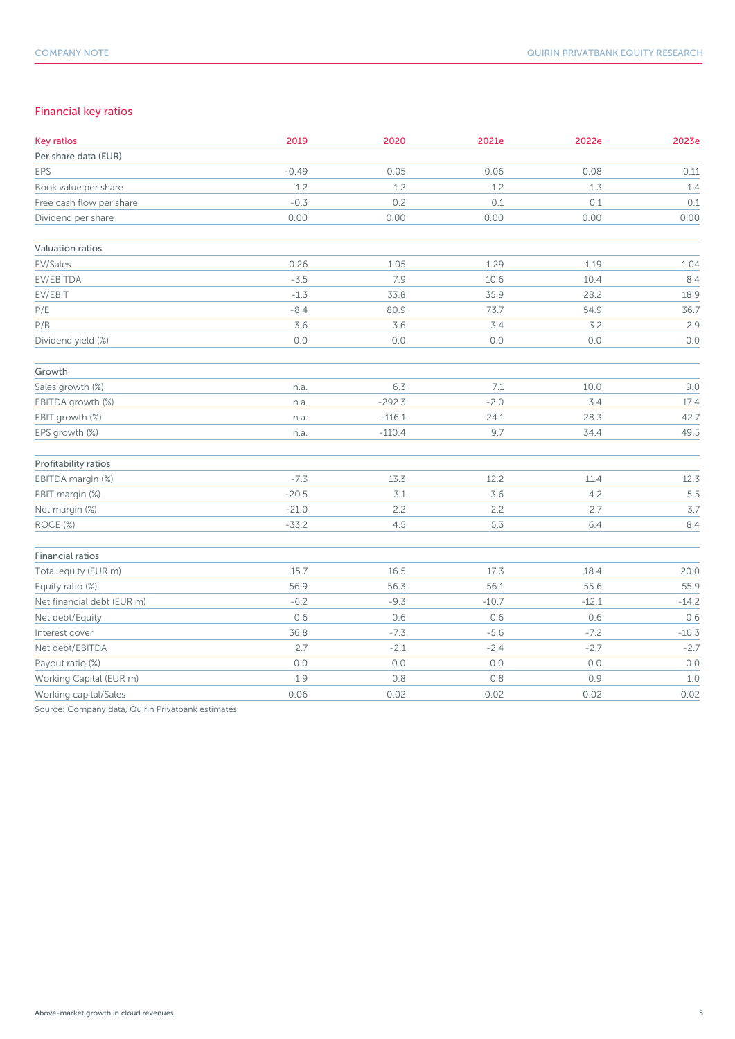## Financial key ratios

| Key ratios | 2019 | 2020 | 2021e | 2022e | 2023e |
|---|---|---|---|---|---|
| **Per share data (EUR)** | | | | | |
| EPS | -0.49 | 0.05 | 0.06 | 0.08 | 0.11 |
| Book value per share | 1.2 | 1.2 | 1.2 | 1.3 | 1.4 |
| Free cash flow per share | -0.3 | 0.2 | 0.1 | 0.1 | 0.1 |
| Dividend per share | 0.00 | 0.00 | 0.00 | 0.00 | 0.00 |
| | | | | | |
| **Valuation ratios** | | | | | |
| EV/Sales | 0.26 | 1.05 | 1.29 | 1.19 | 1.04 |
| EV/EBITDA | -3.5 | 7.9 | 10.6 | 10.4 | 8.4 |
| EV/EBIT | -1.3 | 33.8 | 35.9 | 28.2 | 18.9 |
| P/E | -8.4 | 80.9 | 73.7 | 54.9 | 36.7 |
| P/B | 3.6 | 3.6 | 3.4 | 3.2 | 2.9 |
| Dividend yield (%) | 0.0 | 0.0 | 0.0 | 0.0 | 0.0 |
| | | | | | |
| **Growth** | | | | | |
| Sales growth (%) | n.a. | 6.3 | 7.1 | 10.0 | 9.0 |
| EBITDA growth (%) | n.a. | -292.3 | -2.0 | 3.4 | 17.4 |
| EBIT growth (%) | n.a. | -116.1 | 24.1 | 28.3 | 42.7 |
| EPS growth (%) | n.a. | -110.4 | 9.7 | 34.4 | 49.5 |
| | | | | | |
| **Profitability ratios** | | | | | |
| EBITDA margin (%) | -7.3 | 13.3 | 12.2 | 11.4 | 12.3 |
| EBIT margin (%) | -20.5 | 3.1 | 3.6 | 4.2 | 5.5 |
| Net margin (%) | -21.0 | 2.2 | 2.2 | 2.7 | 3.7 |
| ROCE (%) | -33.2 | 4.5 | 5.3 | 6.4 | 8.4 |
| | | | | | |
| **Financial ratios** | | | | | |
| Total equity (EUR m) | 15.7 | 16.5 | 17.3 | 18.4 | 20.0 |
| Equity ratio (%) | 56.9 | 56.3 | 56.1 | 55.6 | 55.9 |
| Net financial debt (EUR m) | -6.2 | -9.3 | -10.7 | -12.1 | -14.2 |
| Net debt/Equity | 0.6 | 0.6 | 0.6 | 0.6 | 0.6 |
| Interest cover | 36.8 | -7.3 | -5.6 | -7.2 | -10.3 |
| Net debt/EBITDA | 2.7 | -2.1 | -2.4 | -2.7 | -2.7 |
| Payout ratio (%) | 0.0 | 0.0 | 0.0 | 0.0 | 0.0 |
| Working Capital (EUR m) | 1.9 | 0.8 | 0.8 | 0.9 | 1.0 |
| Working capital/Sales | 0.06 | 0.02 | 0.02 | 0.02 | 0.02 |

Source: Company data, Quirin Privatbank estimates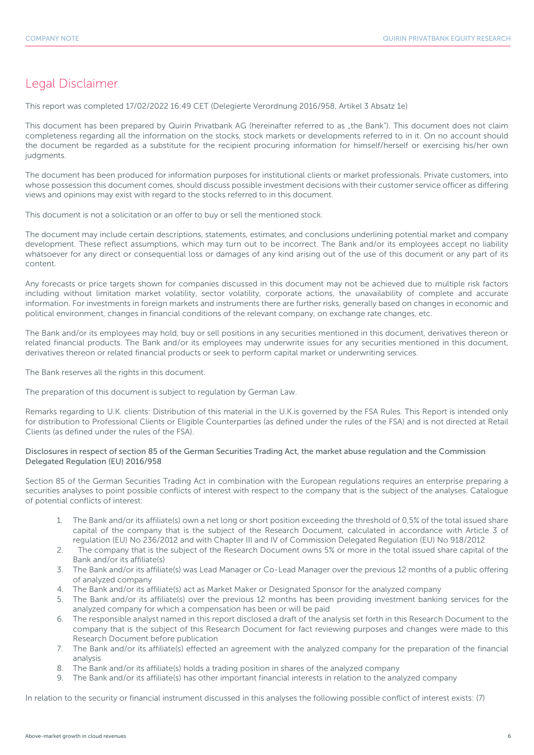# Legal Disclaimer

This report was completed 17/02/2022 16:49 CET (Delegierte Verordnung 2016/958, Artikel 3 Absatz 1e)

This document has been prepared by Quirin Privatbank AG (hereinafter referred to as „the Bank"). This document does not claim completeness regarding all the information on the stocks, stock markets or developments referred to in it. On no account should the document be regarded as a substitute for the recipient procuring information for himself/herself or exercising his/her own judgments.

The document has been produced for information purposes for institutional clients or market professionals. Private customers, into whose possession this document comes, should discuss possible investment decisions with their customer service officer as differing views and opinions may exist with regard to the stocks referred to in this document.

This document is not a solicitation or an offer to buy or sell the mentioned stock.

The document may include certain descriptions, statements, estimates, and conclusions underlining potential market and company development. These reflect assumptions, which may turn out to be incorrect. The Bank and/or its employees accept no liability whatsoever for any direct or consequential loss or damages of any kind arising out of the use of this document or any part of its content.

Any forecasts or price targets shown for companies discussed in this document may not be achieved due to multiple risk factors including without limitation market volatility, sector volatility, corporate actions, the unavailability of complete and accurate information. For investments in foreign markets and instruments there are further risks, generally based on changes in economic and political environment, changes in financial conditions of the relevant company, on exchange rate changes, etc.

The Bank and/or its employees may hold, buy or sell positions in any securities mentioned in this document, derivatives thereon or related financial products. The Bank and/or its employees may underwrite issues for any securities mentioned in this document, derivatives thereon or related financial products or seek to perform capital market or underwriting services.

The Bank reserves all the rights in this document.

The preparation of this document is subject to regulation by German Law.

Remarks regarding to U.K. clients: Distribution of this material in the U.K.is governed by the FSA Rules. This Report is intended only for distribution to Professional Clients or Eligible Counterparties (as defined under the rules of the FSA) and is not directed at Retail Clients (as defined under the rules of the FSA).

Disclosures in respect of section 85 of the German Securities Trading Act, the market abuse regulation and the Commission Delegated Regulation (EU) 2016/958

Section 85 of the German Securities Trading Act in combination with the European regulations requires an enterprise preparing a securities analyses to point possible conflicts of interest with respect to the company that is the subject of the analyses. Catalogue of potential conflicts of interest:

1. The Bank and/or its affiliate(s) own a net long or short position exceeding the threshold of 0,5% of the total issued share capital of the company that is the subject of the Research Document, calculated in accordance with Article 3 of regulation (EU) No 236/2012 and with Chapter III and IV of Commission Delegated Regulation (EU) No 918/2012
2. The company that is the subject of the Research Document owns 5% or more in the total issued share capital of the Bank and/or its affiliate(s)
3. The Bank and/or its affiliate(s) was Lead Manager or Co-Lead Manager over the previous 12 months of a public offering of analyzed company
4. The Bank and/or its affiliate(s) act as Market Maker or Designated Sponsor for the analyzed company
5. The Bank and/or its affiliate(s) over the previous 12 months has been providing investment banking services for the analyzed company for which a compensation has been or will be paid
6. The responsible analyst named in this report disclosed a draft of the analysis set forth in this Research Document to the company that is the subject of this Research Document for fact reviewing purposes and changes were made to this Research Document before publication
7. The Bank and/or its affiliate(s) effected an agreement with the analyzed company for the preparation of the financial analysis
8. The Bank and/or its affiliate(s) holds a trading position in shares of the analyzed company
9. The Bank and/or its affiliate(s) has other important financial interests in relation to the analyzed company

In relation to the security or financial instrument discussed in this analyses the following possible conflict of interest exists: (7)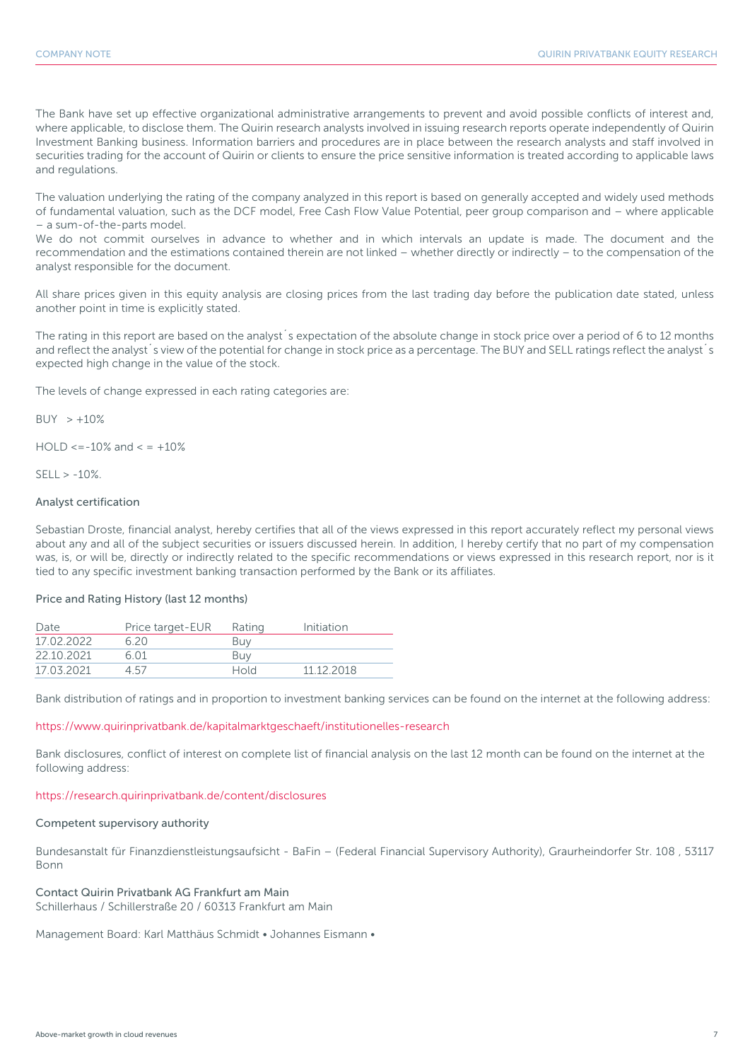The Bank have set up effective organizational administrative arrangements to prevent and avoid possible conflicts of interest and, where applicable, to disclose them. The Quirin research analysts involved in issuing research reports operate independently of Quirin Investment Banking business. Information barriers and procedures are in place between the research analysts and staff involved in securities trading for the account of Quirin or clients to ensure the price sensitive information is treated according to applicable laws and regulations.

The valuation underlying the rating of the company analyzed in this report is based on generally accepted and widely used methods of fundamental valuation, such as the DCF model, Free Cash Flow Value Potential, peer group comparison and – where applicable – a sum-of-the-parts model.
We do not commit ourselves in advance to whether and in which intervals an update is made. The document and the recommendation and the estimations contained therein are not linked – whether directly or indirectly – to the compensation of the analyst responsible for the document.

All share prices given in this equity analysis are closing prices from the last trading day before the publication date stated, unless another point in time is explicitly stated.

The rating in this report are based on the analyst´s expectation of the absolute change in stock price over a period of 6 to 12 months and reflect the analyst´s view of the potential for change in stock price as a percentage. The BUY and SELL ratings reflect the analyst´s expected high change in the value of the stock.

The levels of change expressed in each rating categories are:

BUY > +10%

HOLD <=-10% and < = +10%

SELL > -10%.

### Analyst certification

Sebastian Droste, financial analyst, hereby certifies that all of the views expressed in this report accurately reflect my personal views about any and all of the subject securities or issuers discussed herein. In addition, I hereby certify that no part of my compensation was, is, or will be, directly or indirectly related to the specific recommendations or views expressed in this research report, nor is it tied to any specific investment banking transaction performed by the Bank or its affiliates.

### Price and Rating History (last 12 months)

| Date | Price target-EUR | Rating | Initiation |
|---|---|---|---|
| 17.02.2022 | 6.20 | Buy | |
| 22.10.2021 | 6.01 | Buy | |
| 17.03.2021 | 4.57 | Hold | 11.12.2018 |

Bank distribution of ratings and in proportion to investment banking services can be found on the internet at the following address:

https://www.quirinprivatbank.de/kapitalmarktgeschaeft/institutionelles-research

Bank disclosures, conflict of interest on complete list of financial analysis on the last 12 month can be found on the internet at the following address:

https://research.quirinprivatbank.de/content/disclosures

### Competent supervisory authority

Bundesanstalt für Finanzdienstleistungsaufsicht - BaFin – (Federal Financial Supervisory Authority), Graurheindorfer Str. 108 , 53117 Bonn

### Contact Quirin Privatbank AG Frankfurt am Main

Schillerhaus / Schillerstraße 20 / 60313 Frankfurt am Main

Management Board: Karl Matthäus Schmidt • Johannes Eismann •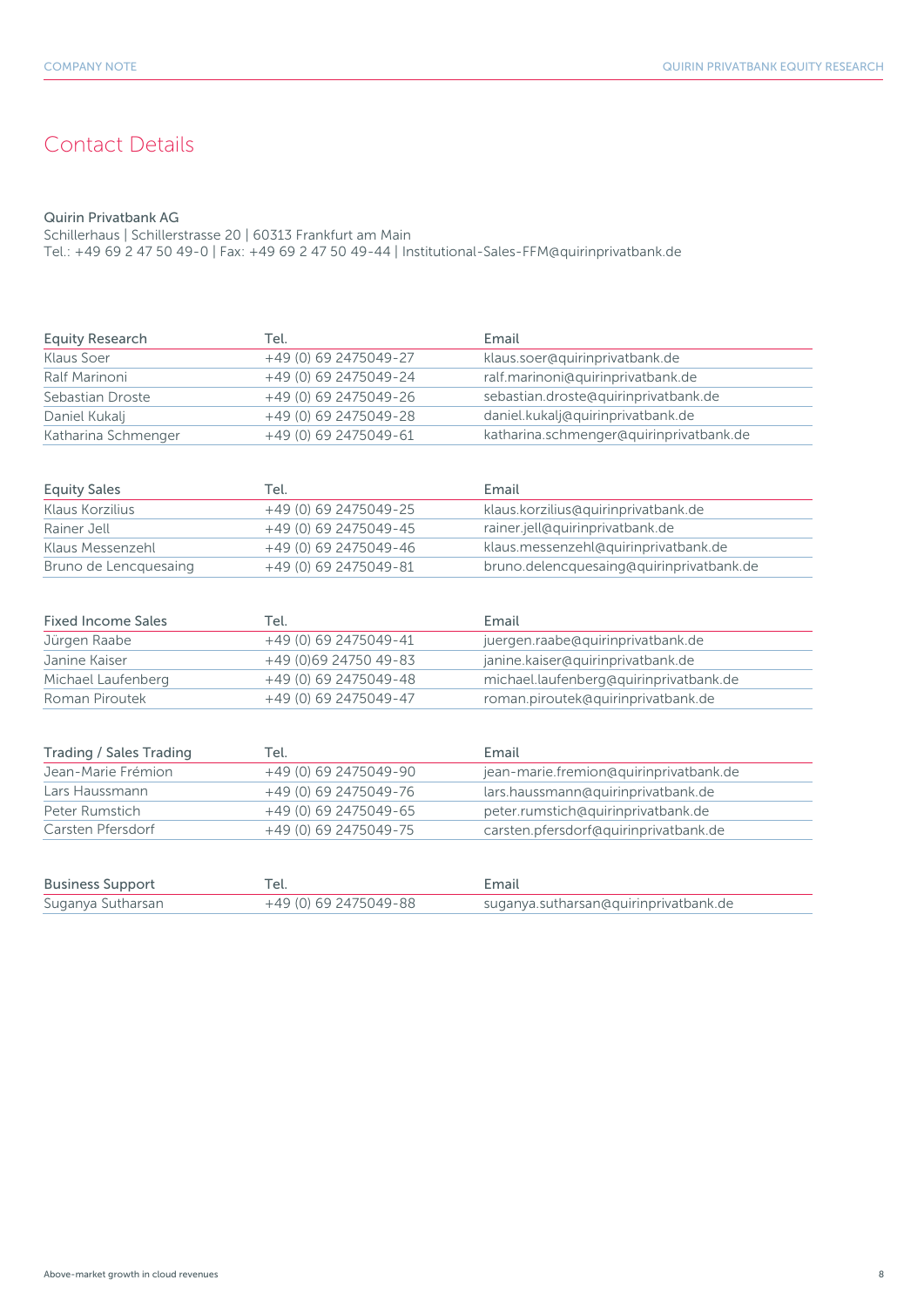## Contact Details

**Quirin Privatbank AG**
Schillerhaus | Schillerstrasse 20 | 60313 Frankfurt am Main
Tel.: +49 69 2 47 50 49-0 | Fax: +49 69 2 47 50 49-44 | Institutional-Sales-FFM@quirinprivatbank.de

| Equity Research | Tel. | Email |
|---|---|---|
| Klaus Soer | +49 (0) 69 2475049-27 | klaus.soer@quirinprivatbank.de |
| Ralf Marinoni | +49 (0) 69 2475049-24 | ralf.marinoni@quirinprivatbank.de |
| Sebastian Droste | +49 (0) 69 2475049-26 | sebastian.droste@quirinprivatbank.de |
| Daniel Kukalj | +49 (0) 69 2475049-28 | daniel.kukalj@quirinprivatbank.de |
| Katharina Schmenger | +49 (0) 69 2475049-61 | katharina.schmenger@quirinprivatbank.de |

| Equity Sales | Tel. | Email |
|---|---|---|
| Klaus Korzilius | +49 (0) 69 2475049-25 | klaus.korzilius@quirinprivatbank.de |
| Rainer Jell | +49 (0) 69 2475049-45 | rainer.jell@quirinprivatbank.de |
| Klaus Messenzehl | +49 (0) 69 2475049-46 | klaus.messenzehl@quirinprivatbank.de |
| Bruno de Lencquesaing | +49 (0) 69 2475049-81 | bruno.delencquesaing@quirinprivatbank.de |

| Fixed Income Sales | Tel. | Email |
|---|---|---|
| Jürgen Raabe | +49 (0) 69 2475049-41 | juergen.raabe@quirinprivatbank.de |
| Janine Kaiser | +49 (0)69 24750 49-83 | janine.kaiser@quirinprivatbank.de |
| Michael Laufenberg | +49 (0) 69 2475049-48 | michael.laufenberg@quirinprivatbank.de |
| Roman Piroutek | +49 (0) 69 2475049-47 | roman.piroutek@quirinprivatbank.de |

| Trading / Sales Trading | Tel. | Email |
|---|---|---|
| Jean-Marie Frémion | +49 (0) 69 2475049-90 | jean-marie.fremion@quirinprivatbank.de |
| Lars Haussmann | +49 (0) 69 2475049-76 | lars.haussmann@quirinprivatbank.de |
| Peter Rumstich | +49 (0) 69 2475049-65 | peter.rumstich@quirinprivatbank.de |
| Carsten Pfersdorf | +49 (0) 69 2475049-75 | carsten.pfersdorf@quirinprivatbank.de |

| Business Support | Tel. | Email |
|---|---|---|
| Suganya Sutharsan | +49 (0) 69 2475049-88 | suganya.sutharsan@quirinprivatbank.de |